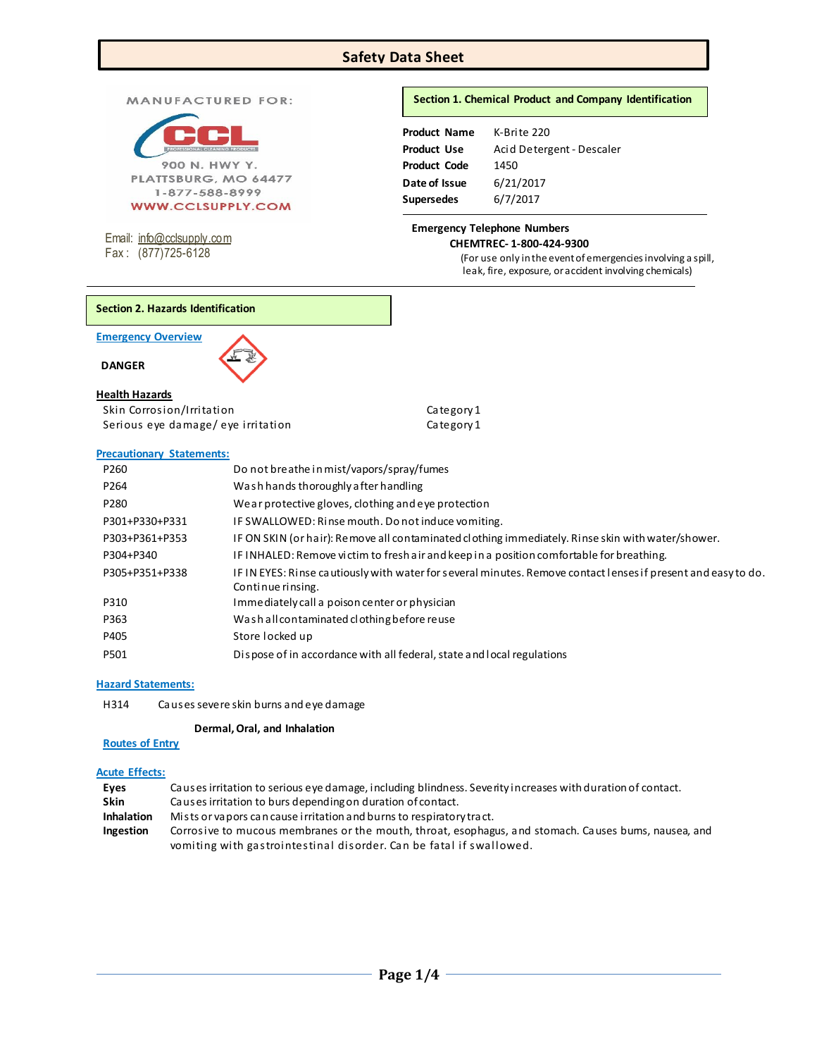# Safety Data Sheet

MANUFACTURED FOR:

CCL
PROFESSIONAL CLEANING PRODUCTS

900 N. HWY Y.
PLATTSBURG, MO 64477
1-877-588-8999
WWW.CCLSUPPLY.COM

Email: info@cclsupply.com
Fax : (877)725-6128

## Section 1. Chemical Product and Company Identification

| | |
|---|---|
| **Product Name** | K-Brite 220 |
| **Product Use** | Acid Detergent - Descaler |
| **Product Code** | 1450 |
| **Date of Issue** | 6/21/2017 |
| **Supersedes** | 6/7/2017 |

**Emergency Telephone Numbers**

**CHEMTREC- 1-800-424-9300**

(For use only in the event of emergencies involving a spill, leak, fire, exposure, or accident involving chemicals)

## Section 2. Hazards Identification

**Emergency Overview**

**DANGER**

**Health Hazards**

| | |
|---|---|
| Skin Corrosion/Irritation | Category 1 |
| Serious eye damage/ eye irritation | Category 1 |

**Precautionary Statements:**

| | |
|---|---|
| P260 | Do not breathe in mist/vapors/spray/fumes |
| P264 | Wash hands thoroughly after handling |
| P280 | Wear protective gloves, clothing and eye protection |
| P301+P330+P331 | IF SWALLOWED: Rinse mouth. Do not induce vomiting. |
| P303+P361+P353 | IF ON SKIN (or hair): Remove all contaminated clothing immediately. Rinse skin with water/shower. |
| P304+P340 | IF INHALED: Remove victim to fresh air and keep in a position comfortable for breathing. |
| P305+P351+P338 | IF IN EYES: Rinse cautiously with water for several minutes. Remove contact lenses if present and easy to do. Continue rinsing. |
| P310 | Immediately call a poison center or physician |
| P363 | Wash all contaminated clothing before reuse |
| P405 | Store locked up |
| P501 | Dispose of in accordance with all federal, state and local regulations |

**Hazard Statements:**

H314 Causes severe skin burns and eye damage

**Routes of Entry** **Dermal, Oral, and Inhalation**

**Acute Effects:**

| | |
|---|---|
| **Eyes** | Causes irritation to serious eye damage, including blindness. Severity increases with duration of contact. |
| **Skin** | Causes irritation to burs depending on duration of contact. |
| **Inhalation** | Mists or vapors can cause irritation and burns to respiratory tract. |
| **Ingestion** | Corrosive to mucous membranes or the mouth, throat, esophagus, and stomach. Causes bums, nausea, and vomiting with gastrointestinal disorder. Can be fatal if swallowed. |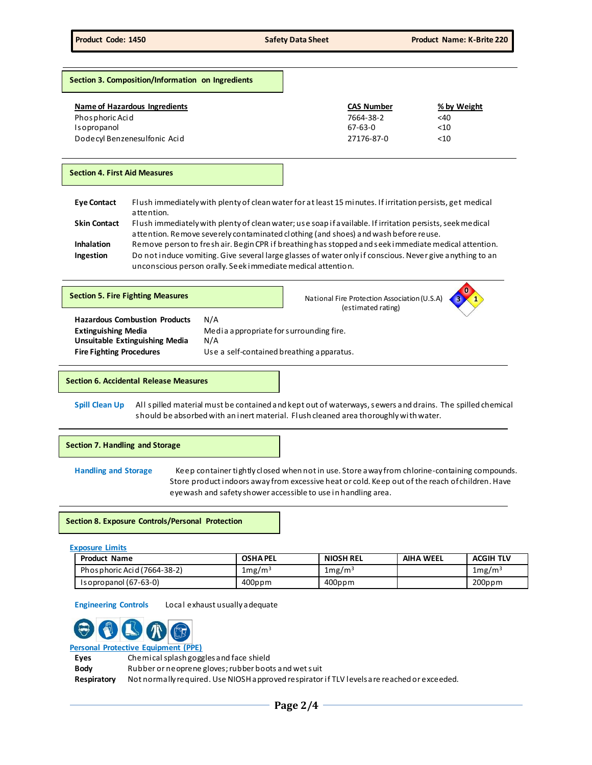## Section 3. Composition/Information on Ingredients

| Name of Hazardous Ingredients | CAS Number | % by Weight |
|---|---|---|
| Phosphoric Acid | 7664-38-2 | <40 |
| Isopropanol | 67-63-0 | <10 |
| Dodecyl Benzenesulfonic Acid | 27176-87-0 | <10 |

## Section 4. First Aid Measures

**Eye Contact** Flush immediately with plenty of clean water for at least 15 minutes. If irritation persists, get medical attention.

**Skin Contact** Flush immediately with plenty of clean water; use soap if available. If irritation persists, seek medical attention. Remove severely contaminated clothing (and shoes) and wash before reuse.

**Inhalation** Remove person to fresh air. Begin CPR if breathing has stopped and seek immediate medical attention.

**Ingestion** Do not induce vomiting. Give several large glasses of water only if conscious. Never give anything to an unconscious person orally. Seek immediate medical attention.

## Section 5. Fire Fighting Measures

National Fire Protection Association (U.S.A) (estimated rating): Health 3, Flammability 0, Reactivity 1

**Hazardous Combustion Products** N/A

**Extinguishing Media** Media appropriate for surrounding fire.

**Unsuitable Extinguishing Media** N/A

**Fire Fighting Procedures** Use a self-contained breathing apparatus.

## Section 6. Accidental Release Measures

**Spill Clean Up** All spilled material must be contained and kept out of waterways, sewers and drains. The spilled chemical should be absorbed with an inert material. Flush cleaned area thoroughly with water.

## Section 7. Handling and Storage

**Handling and Storage** Keep container tightly closed when not in use. Store away from chlorine-containing compounds. Store product indoors away from excessive heat or cold. Keep out of the reach of children. Have eyewash and safety shower accessible to use in handling area.

## Section 8. Exposure Controls/Personal Protection

**Exposure Limits**

| Product Name | OSHA PEL | NIOSH REL | AIHA WEEL | ACGIH TLV |
|---|---|---|---|---|
| Phosphoric Acid (7664-38-2) | $1 mg/m^3$ | $1 mg/m^3$ | | $1 mg/m^3$ |
| Isopropanol (67-63-0) | 400ppm | 400ppm | | 200ppm |

**Engineering Controls** Local exhaust usually adequate

**Personal Protective Equipment (PPE)**

**Eyes** Chemical splash goggles and face shield

**Body** Rubber or neoprene gloves; rubber boots and wet suit

**Respiratory** Not normally required. Use NIOSH approved respirator if TLV levels are reached or exceeded.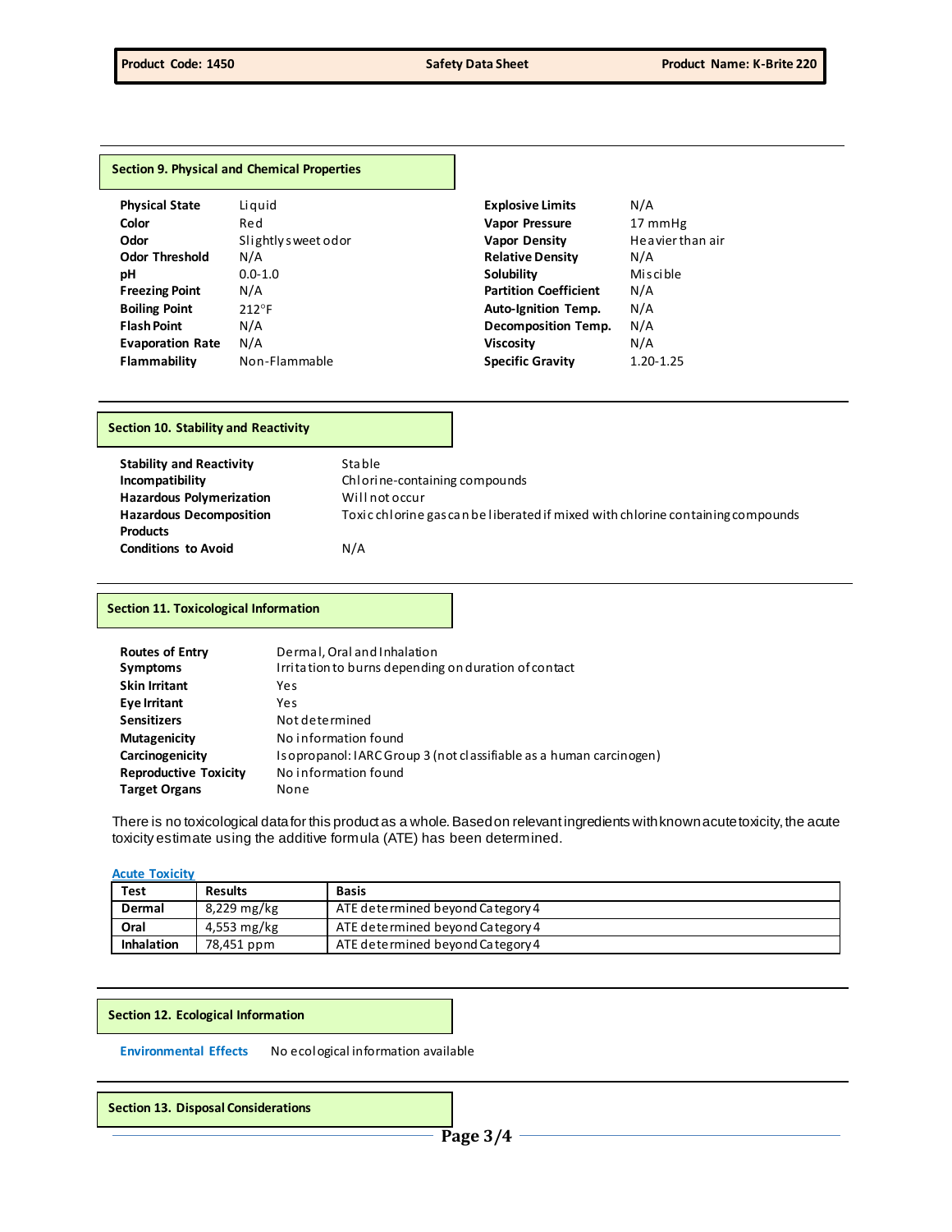## Section 9. Physical and Chemical Properties

| Property | Value | Property | Value |
|---|---|---|---|
| **Physical State** | Liquid | **Explosive Limits** | N/A |
| **Color** | Red | **Vapor Pressure** | 17 mmHg |
| **Odor** | Slightly sweet odor | **Vapor Density** | Heavier than air |
| **Odor Threshold** | N/A | **Relative Density** | N/A |
| **pH** | 0.0-1.0 | **Solubility** | Miscible |
| **Freezing Point** | N/A | **Partition Coefficient** | N/A |
| **Boiling Point** | 212°F | **Auto-Ignition Temp.** | N/A |
| **Flash Point** | N/A | **Decomposition Temp.** | N/A |
| **Evaporation Rate** | N/A | **Viscosity** | N/A |
| **Flammability** | Non-Flammable | **Specific Gravity** | 1.20-1.25 |

## Section 10. Stability and Reactivity

| | |
|---|---|
| **Stability and Reactivity** | Stable |
| **Incompatibility** | Chlorine-containing compounds |
| **Hazardous Polymerization** | Will not occur |
| **Hazardous Decomposition Products** | Toxic chlorine gas can be liberated if mixed with chlorine containing compounds |
| **Conditions to Avoid** | N/A |

## Section 11. Toxicological Information

| | |
|---|---|
| **Routes of Entry** | Dermal, Oral and Inhalation |
| **Symptoms** | Irritation to burns depending on duration of contact |
| **Skin Irritant** | Yes |
| **Eye Irritant** | Yes |
| **Sensitizers** | Not determined |
| **Mutagenicity** | No information found |
| **Carcinogenicity** | Isopropanol: IARC Group 3 (not classifiable as a human carcinogen) |
| **Reproductive Toxicity** | No information found |
| **Target Organs** | None |

There is no toxicological data for this product as a whole. Based on relevant ingredients with known acute toxicity, the acute toxicity estimate using the additive formula (ATE) has been determined.

**Acute Toxicity**

| Test | Results | Basis |
|---|---|---|
| **Dermal** | 8,229 mg/kg | ATE determined beyond Category 4 |
| **Oral** | 4,553 mg/kg | ATE determined beyond Category 4 |
| **Inhalation** | 78,451 ppm | ATE determined beyond Category 4 |

## Section 12. Ecological Information

**Environmental Effects** No ecological information available

## Section 13. Disposal Considerations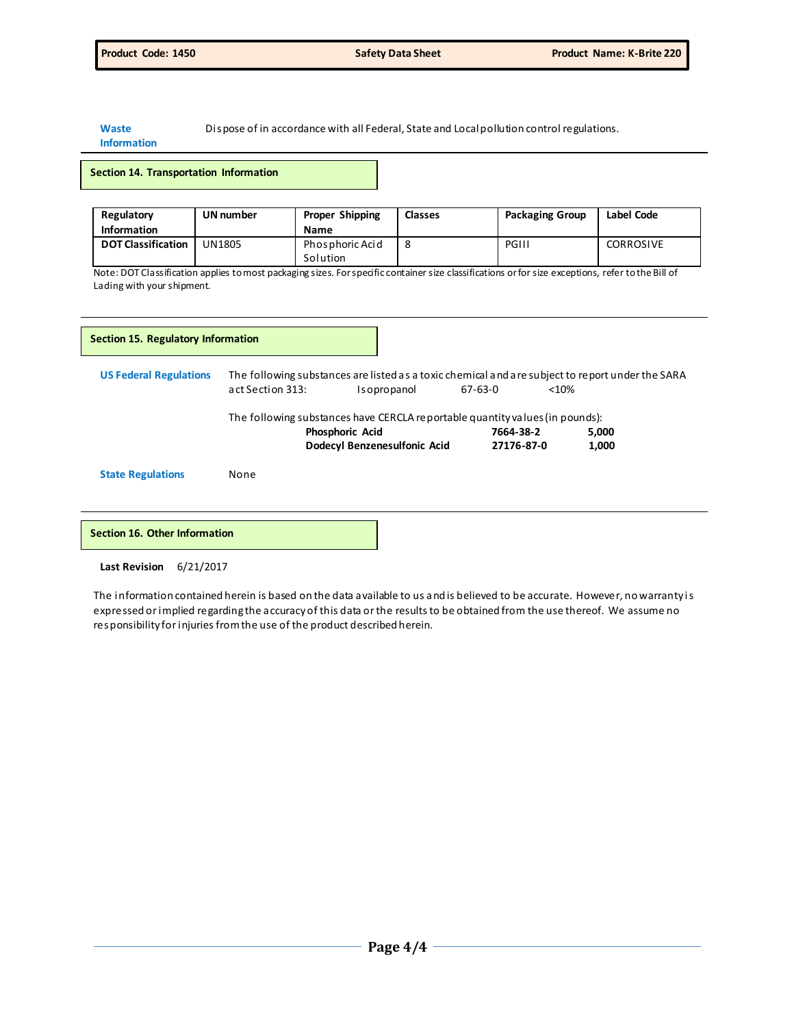**Waste Information** Dispose of in accordance with all Federal, State and Local pollution control regulations.

## Section 14. Transportation Information

| Regulatory Information | UN number | Proper Shipping Name | Classes | Packaging Group | Label Code |
|---|---|---|---|---|---|
| DOT Classification | UN1805 | Phosphoric Acid Solution | 8 | PGIII | CORROSIVE |

Note: DOT Classification applies to most packaging sizes. For specific container size classifications or for size exceptions, refer to the Bill of Lading with your shipment.

## Section 15. Regulatory Information

**US Federal Regulations** The following substances are listed as a toxic chemical and are subject to report under the SARA act Section 313: Isopropanol 67-63-0 <10%

The following substances have CERCLA reportable quantity values (in pounds):

| | | |
|---|---|---|
| **Phosphoric Acid** | **7664-38-2** | **5,000** |
| **Dodecyl Benzenesulfonic Acid** | **27176-87-0** | **1,000** |

**State Regulations** None

## Section 16. Other Information

**Last Revision** 6/21/2017

The information contained herein is based on the data available to us and is believed to be accurate. However, no warranty is expressed or implied regarding the accuracy of this data or the results to be obtained from the use thereof. We assume no responsibility for injuries from the use of the product described herein.